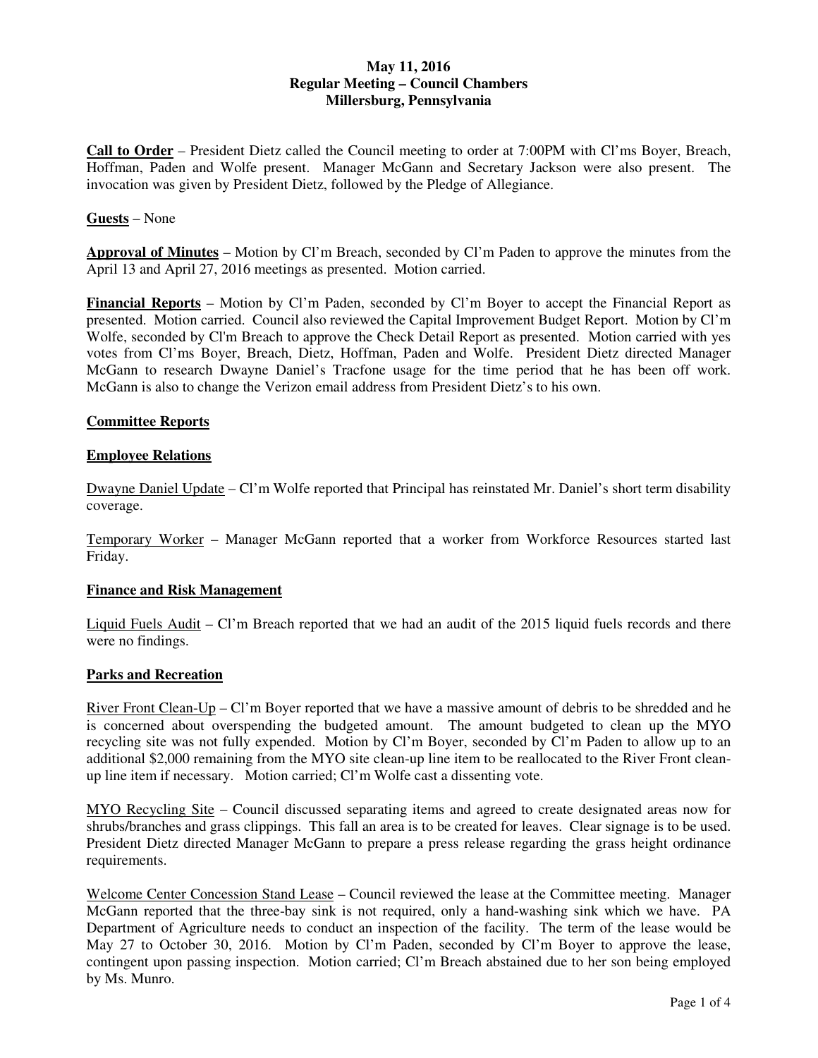**May 11, 2016**
**Regular Meeting – Council Chambers**
**Millersburg, Pennsylvania**

**Call to Order** – President Dietz called the Council meeting to order at 7:00PM with Cl'ms Boyer, Breach, Hoffman, Paden and Wolfe present. Manager McGann and Secretary Jackson were also present. The invocation was given by President Dietz, followed by the Pledge of Allegiance.

**Guests** – None

**Approval of Minutes** – Motion by Cl'm Breach, seconded by Cl'm Paden to approve the minutes from the April 13 and April 27, 2016 meetings as presented. Motion carried.

**Financial Reports** – Motion by Cl'm Paden, seconded by Cl'm Boyer to accept the Financial Report as presented. Motion carried. Council also reviewed the Capital Improvement Budget Report. Motion by Cl'm Wolfe, seconded by Cl'm Breach to approve the Check Detail Report as presented. Motion carried with yes votes from Cl'ms Boyer, Breach, Dietz, Hoffman, Paden and Wolfe. President Dietz directed Manager McGann to research Dwayne Daniel's Tracfone usage for the time period that he has been off work. McGann is also to change the Verizon email address from President Dietz's to his own.

## Committee Reports

### Employee Relations

Dwayne Daniel Update – Cl'm Wolfe reported that Principal has reinstated Mr. Daniel's short term disability coverage.

Temporary Worker – Manager McGann reported that a worker from Workforce Resources started last Friday.

### Finance and Risk Management

Liquid Fuels Audit – Cl'm Breach reported that we had an audit of the 2015 liquid fuels records and there were no findings.

### Parks and Recreation

River Front Clean-Up – Cl'm Boyer reported that we have a massive amount of debris to be shredded and he is concerned about overspending the budgeted amount. The amount budgeted to clean up the MYO recycling site was not fully expended. Motion by Cl'm Boyer, seconded by Cl'm Paden to allow up to an additional $2,000 remaining from the MYO site clean-up line item to be reallocated to the River Front clean-up line item if necessary. Motion carried; Cl'm Wolfe cast a dissenting vote.

MYO Recycling Site – Council discussed separating items and agreed to create designated areas now for shrubs/branches and grass clippings. This fall an area is to be created for leaves. Clear signage is to be used. President Dietz directed Manager McGann to prepare a press release regarding the grass height ordinance requirements.

Welcome Center Concession Stand Lease – Council reviewed the lease at the Committee meeting. Manager McGann reported that the three-bay sink is not required, only a hand-washing sink which we have. PA Department of Agriculture needs to conduct an inspection of the facility. The term of the lease would be May 27 to October 30, 2016. Motion by Cl'm Paden, seconded by Cl'm Boyer to approve the lease, contingent upon passing inspection. Motion carried; Cl'm Breach abstained due to her son being employed by Ms. Munro.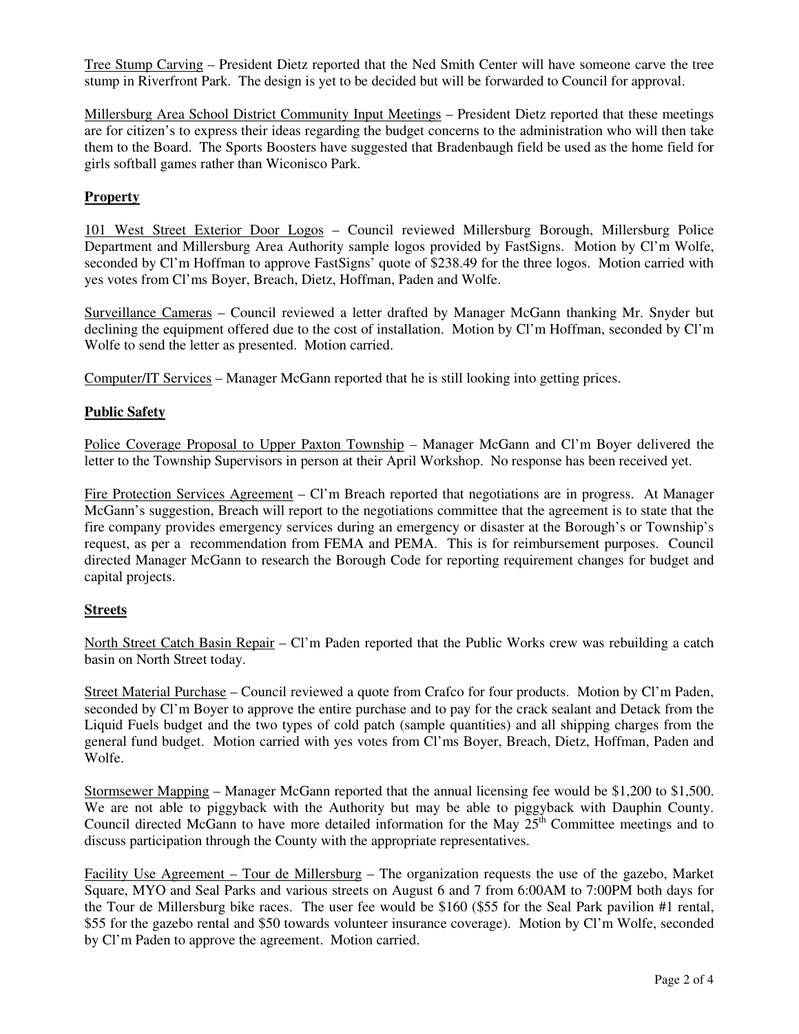Tree Stump Carving – President Dietz reported that the Ned Smith Center will have someone carve the tree stump in Riverfront Park. The design is yet to be decided but will be forwarded to Council for approval.

Millersburg Area School District Community Input Meetings – President Dietz reported that these meetings are for citizen's to express their ideas regarding the budget concerns to the administration who will then take them to the Board. The Sports Boosters have suggested that Bradenbaugh field be used as the home field for girls softball games rather than Wiconisco Park.

## Property

101 West Street Exterior Door Logos – Council reviewed Millersburg Borough, Millersburg Police Department and Millersburg Area Authority sample logos provided by FastSigns. Motion by Cl'm Wolfe, seconded by Cl'm Hoffman to approve FastSigns' quote of $238.49 for the three logos. Motion carried with yes votes from Cl'ms Boyer, Breach, Dietz, Hoffman, Paden and Wolfe.

Surveillance Cameras – Council reviewed a letter drafted by Manager McGann thanking Mr. Snyder but declining the equipment offered due to the cost of installation. Motion by Cl'm Hoffman, seconded by Cl'm Wolfe to send the letter as presented. Motion carried.

Computer/IT Services – Manager McGann reported that he is still looking into getting prices.

## Public Safety

Police Coverage Proposal to Upper Paxton Township – Manager McGann and Cl'm Boyer delivered the letter to the Township Supervisors in person at their April Workshop. No response has been received yet.

Fire Protection Services Agreement – Cl'm Breach reported that negotiations are in progress. At Manager McGann's suggestion, Breach will report to the negotiations committee that the agreement is to state that the fire company provides emergency services during an emergency or disaster at the Borough's or Township's request, as per a recommendation from FEMA and PEMA. This is for reimbursement purposes. Council directed Manager McGann to research the Borough Code for reporting requirement changes for budget and capital projects.

## Streets

North Street Catch Basin Repair – Cl'm Paden reported that the Public Works crew was rebuilding a catch basin on North Street today.

Street Material Purchase – Council reviewed a quote from Crafco for four products. Motion by Cl'm Paden, seconded by Cl'm Boyer to approve the entire purchase and to pay for the crack sealant and Detack from the Liquid Fuels budget and the two types of cold patch (sample quantities) and all shipping charges from the general fund budget. Motion carried with yes votes from Cl'ms Boyer, Breach, Dietz, Hoffman, Paden and Wolfe.

Stormsewer Mapping – Manager McGann reported that the annual licensing fee would be $1,200 to $1,500. We are not able to piggyback with the Authority but may be able to piggyback with Dauphin County. Council directed McGann to have more detailed information for the May 25th Committee meetings and to discuss participation through the County with the appropriate representatives.

Facility Use Agreement – Tour de Millersburg – The organization requests the use of the gazebo, Market Square, MYO and Seal Parks and various streets on August 6 and 7 from 6:00AM to 7:00PM both days for the Tour de Millersburg bike races. The user fee would be $160 ($55 for the Seal Park pavilion #1 rental, $55 for the gazebo rental and $50 towards volunteer insurance coverage). Motion by Cl'm Wolfe, seconded by Cl'm Paden to approve the agreement. Motion carried.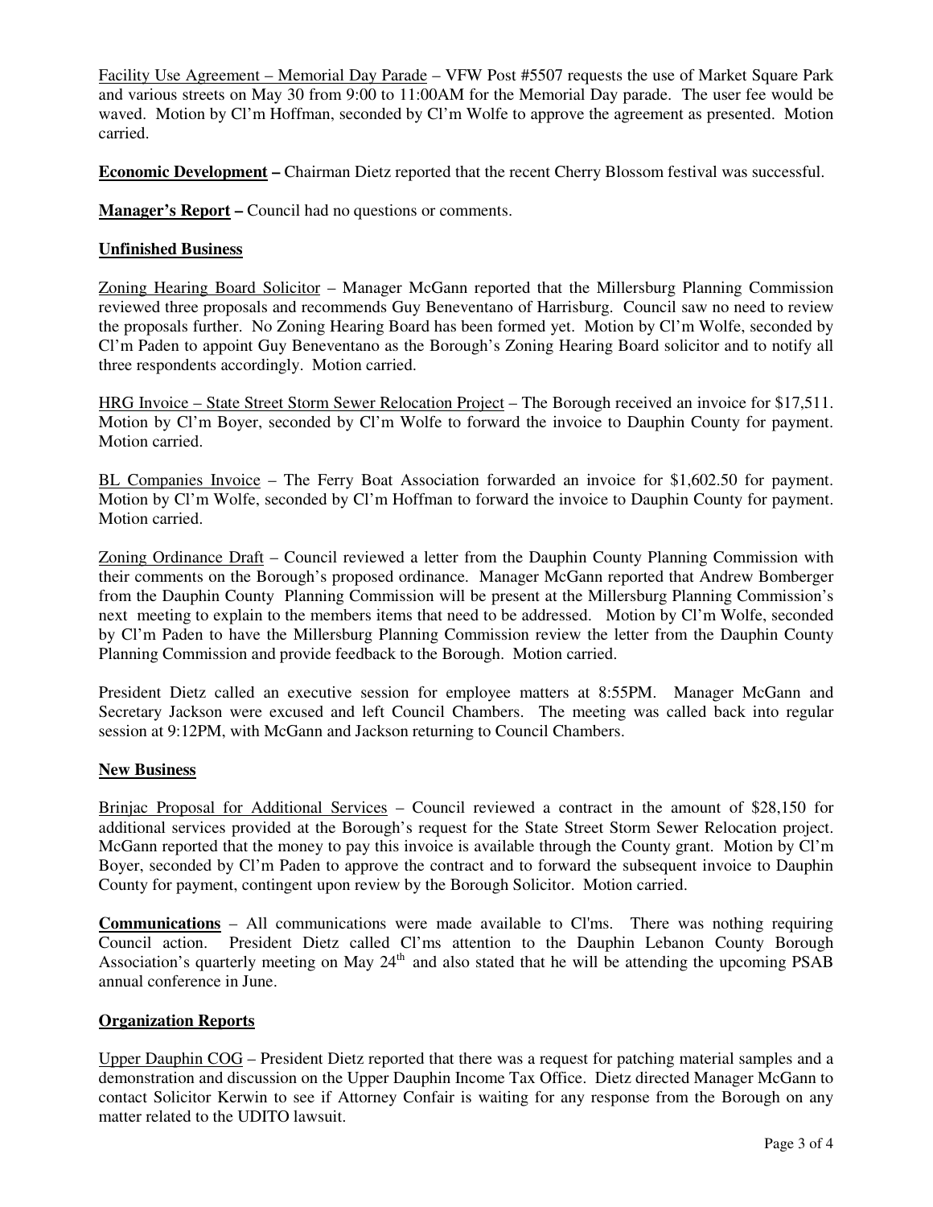Facility Use Agreement – Memorial Day Parade – VFW Post #5507 requests the use of Market Square Park and various streets on May 30 from 9:00 to 11:00AM for the Memorial Day parade. The user fee would be waved. Motion by Cl'm Hoffman, seconded by Cl'm Wolfe to approve the agreement as presented. Motion carried.

**Economic Development –** Chairman Dietz reported that the recent Cherry Blossom festival was successful.

**Manager's Report –** Council had no questions or comments.

## Unfinished Business

Zoning Hearing Board Solicitor – Manager McGann reported that the Millersburg Planning Commission reviewed three proposals and recommends Guy Beneventano of Harrisburg. Council saw no need to review the proposals further. No Zoning Hearing Board has been formed yet. Motion by Cl'm Wolfe, seconded by Cl'm Paden to appoint Guy Beneventano as the Borough's Zoning Hearing Board solicitor and to notify all three respondents accordingly. Motion carried.

HRG Invoice – State Street Storm Sewer Relocation Project – The Borough received an invoice for $17,511. Motion by Cl'm Boyer, seconded by Cl'm Wolfe to forward the invoice to Dauphin County for payment. Motion carried.

BL Companies Invoice – The Ferry Boat Association forwarded an invoice for $1,602.50 for payment. Motion by Cl'm Wolfe, seconded by Cl'm Hoffman to forward the invoice to Dauphin County for payment. Motion carried.

Zoning Ordinance Draft – Council reviewed a letter from the Dauphin County Planning Commission with their comments on the Borough's proposed ordinance. Manager McGann reported that Andrew Bomberger from the Dauphin County Planning Commission will be present at the Millersburg Planning Commission's next meeting to explain to the members items that need to be addressed. Motion by Cl'm Wolfe, seconded by Cl'm Paden to have the Millersburg Planning Commission review the letter from the Dauphin County Planning Commission and provide feedback to the Borough. Motion carried.

President Dietz called an executive session for employee matters at 8:55PM. Manager McGann and Secretary Jackson were excused and left Council Chambers. The meeting was called back into regular session at 9:12PM, with McGann and Jackson returning to Council Chambers.

## New Business

Brinjac Proposal for Additional Services – Council reviewed a contract in the amount of $28,150 for additional services provided at the Borough's request for the State Street Storm Sewer Relocation project. McGann reported that the money to pay this invoice is available through the County grant. Motion by Cl'm Boyer, seconded by Cl'm Paden to approve the contract and to forward the subsequent invoice to Dauphin County for payment, contingent upon review by the Borough Solicitor. Motion carried.

**Communications** – All communications were made available to Cl'ms. There was nothing requiring Council action. President Dietz called Cl'ms attention to the Dauphin Lebanon County Borough Association's quarterly meeting on May 24th and also stated that he will be attending the upcoming PSAB annual conference in June.

## Organization Reports

Upper Dauphin COG – President Dietz reported that there was a request for patching material samples and a demonstration and discussion on the Upper Dauphin Income Tax Office. Dietz directed Manager McGann to contact Solicitor Kerwin to see if Attorney Confair is waiting for any response from the Borough on any matter related to the UDITO lawsuit.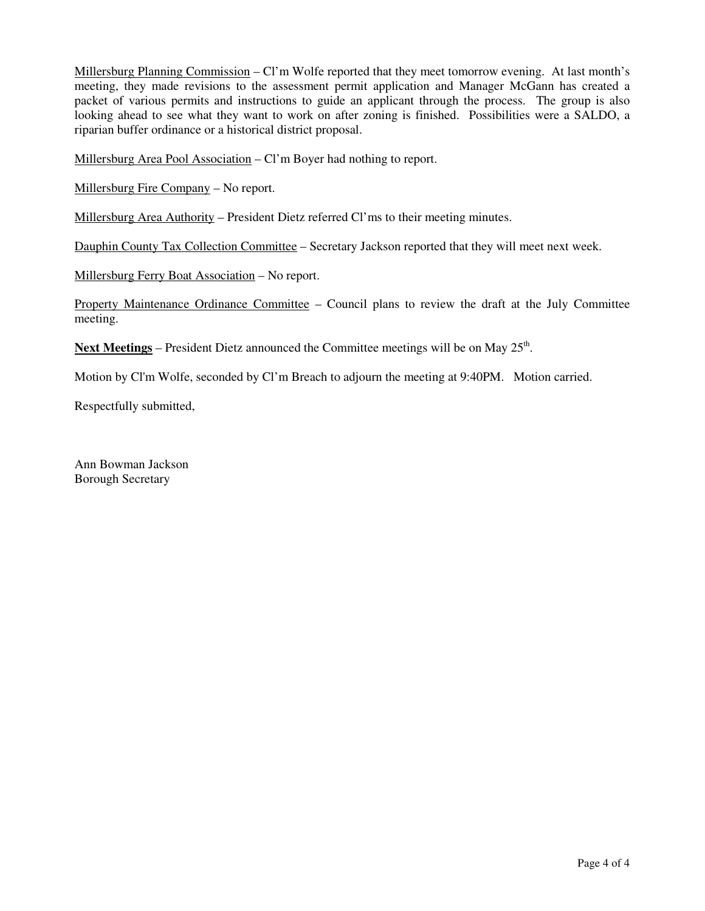Millersburg Planning Commission – Cl'm Wolfe reported that they meet tomorrow evening. At last month's meeting, they made revisions to the assessment permit application and Manager McGann has created a packet of various permits and instructions to guide an applicant through the process. The group is also looking ahead to see what they want to work on after zoning is finished. Possibilities were a SALDO, a riparian buffer ordinance or a historical district proposal.

Millersburg Area Pool Association – Cl'm Boyer had nothing to report.

Millersburg Fire Company – No report.

Millersburg Area Authority – President Dietz referred Cl'ms to their meeting minutes.

Dauphin County Tax Collection Committee – Secretary Jackson reported that they will meet next week.

Millersburg Ferry Boat Association – No report.

Property Maintenance Ordinance Committee – Council plans to review the draft at the July Committee meeting.

**Next Meetings** – President Dietz announced the Committee meetings will be on May 25th.

Motion by Cl'm Wolfe, seconded by Cl'm Breach to adjourn the meeting at 9:40PM. Motion carried.

Respectfully submitted,

Ann Bowman Jackson
Borough Secretary